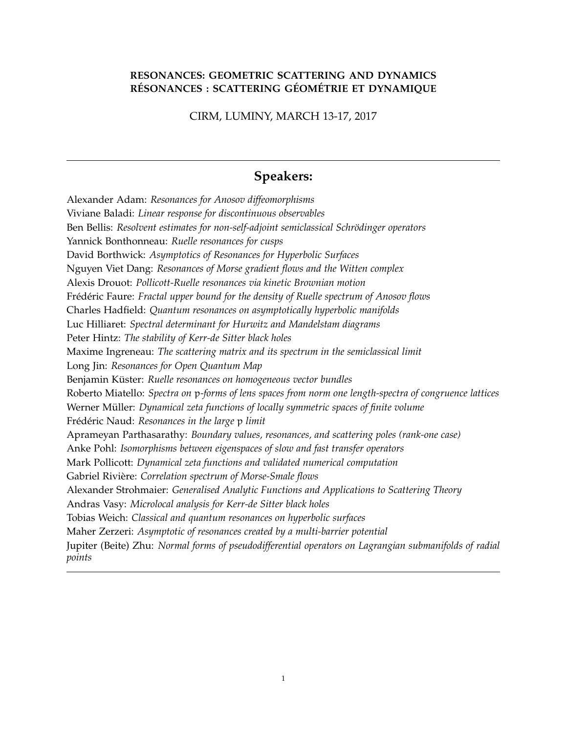**RESONANCES: GEOMETRIC SCATTERING AND DYNAMICS**
**RÉSONANCES : SCATTERING GÉOMÉTRIE ET DYNAMIQUE**

CIRM, LUMINY, MARCH 13-17, 2017

---

## Speakers:

Alexander Adam: *Resonances for Anosov diffeomorphisms*
Viviane Baladi: *Linear response for discontinuous observables*
Ben Bellis: *Resolvent estimates for non-self-adjoint semiclassical Schrödinger operators*
Yannick Bonthonneau: *Ruelle resonances for cusps*
David Borthwick: *Asymptotics of Resonances for Hyperbolic Surfaces*
Nguyen Viet Dang: *Resonances of Morse gradient flows and the Witten complex*
Alexis Drouot: *Pollicott-Ruelle resonances via kinetic Brownian motion*
Frédéric Faure: *Fractal upper bound for the density of Ruelle spectrum of Anosov flows*
Charles Hadfield: *Quantum resonances on asymptotically hyperbolic manifolds*
Luc Hilliaret: *Spectral determinant for Hurwitz and Mandelstam diagrams*
Peter Hintz: *The stability of Kerr-de Sitter black holes*
Maxime Ingreneau: *The scattering matrix and its spectrum in the semiclassical limit*
Long Jin: *Resonances for Open Quantum Map*
Benjamin Küster: *Ruelle resonances on homogeneous vector bundles*
Roberto Miatello: *Spectra on* $\mathfrak{p}$*-forms of lens spaces from norm one length-spectra of congruence lattices*
Werner Müller: *Dynamical zeta functions of locally symmetric spaces of finite volume*
Frédéric Naud: *Resonances in the large* $\mathfrak{p}$ *limit*
Aprameyan Parthasarathy: *Boundary values, resonances, and scattering poles (rank-one case)*
Anke Pohl: *Isomorphisms between eigenspaces of slow and fast transfer operators*
Mark Pollicott: *Dynamical zeta functions and validated numerical computation*
Gabriel Rivière: *Correlation spectrum of Morse-Smale flows*
Alexander Strohmaier: *Generalised Analytic Functions and Applications to Scattering Theory*
Andras Vasy: *Microlocal analysis for Kerr-de Sitter black holes*
Tobias Weich: *Classical and quantum resonances on hyperbolic surfaces*
Maher Zerzeri: *Asymptotic of resonances created by a multi-barrier potential*
Jupiter (Beite) Zhu: *Normal forms of pseudodifferential operators on Lagrangian submanifolds of radial points*

---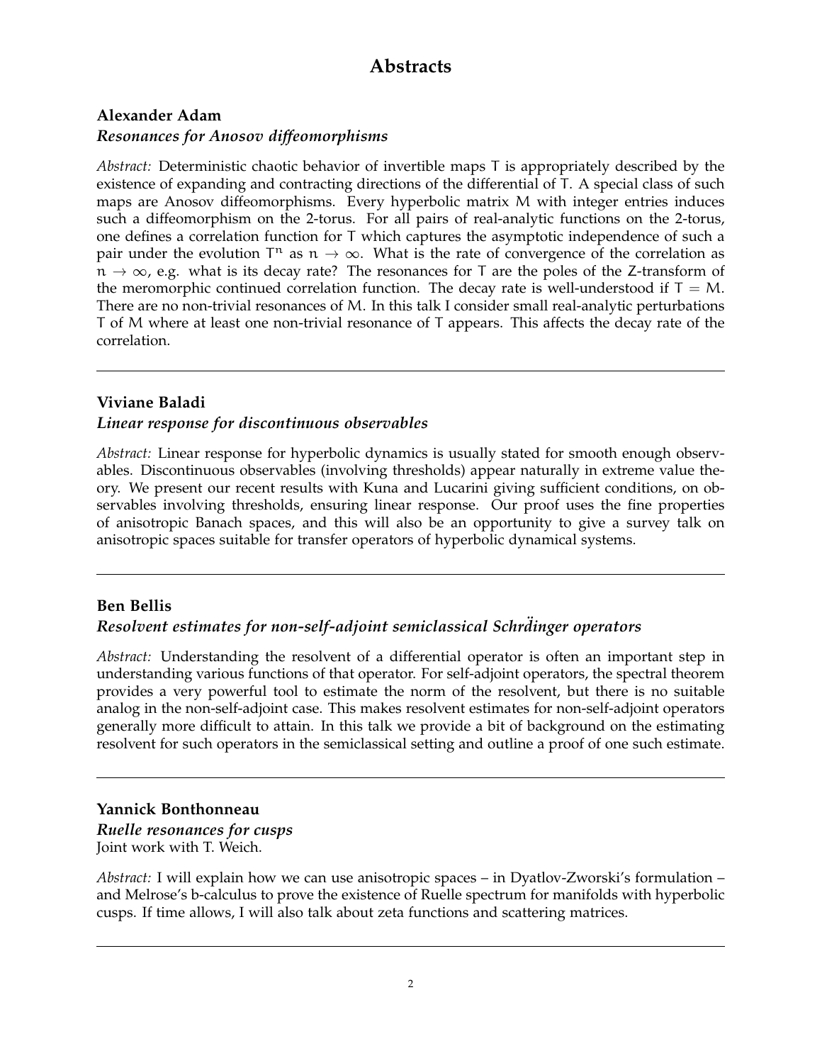# Abstracts

### Alexander Adam

#### *Resonances for Anosov diffeomorphisms*

*Abstract:* Deterministic chaotic behavior of invertible maps $T$ is appropriately described by the existence of expanding and contracting directions of the differential of $T$. A special class of such maps are Anosov diffeomorphisms. Every hyperbolic matrix $M$ with integer entries induces such a diffeomorphism on the 2-torus. For all pairs of real-analytic functions on the 2-torus, one defines a correlation function for $T$ which captures the asymptotic independence of such a pair under the evolution $T^n$ as $n \to \infty$. What is the rate of convergence of the correlation as $n \to \infty$, e.g. what is its decay rate? The resonances for $T$ are the poles of the $Z$-transform of the meromorphic continued correlation function. The decay rate is well-understood if $T = M$. There are no non-trivial resonances of $M$. In this talk I consider small real-analytic perturbations $T$ of $M$ where at least one non-trivial resonance of $T$ appears. This affects the decay rate of the correlation.

---

### Viviane Baladi

#### *Linear response for discontinuous observables*

*Abstract:* Linear response for hyperbolic dynamics is usually stated for smooth enough observables. Discontinuous observables (involving thresholds) appear naturally in extreme value theory. We present our recent results with Kuna and Lucarini giving sufficient conditions, on observables involving thresholds, ensuring linear response. Our proof uses the fine properties of anisotropic Banach spaces, and this will also be an opportunity to give a survey talk on anisotropic spaces suitable for transfer operators of hyperbolic dynamical systems.

---

### Ben Bellis

#### *Resolvent estimates for non-self-adjoint semiclassical Schrdinger operators*

*Abstract:* Understanding the resolvent of a differential operator is often an important step in understanding various functions of that operator. For self-adjoint operators, the spectral theorem provides a very powerful tool to estimate the norm of the resolvent, but there is no suitable analog in the non-self-adjoint case. This makes resolvent estimates for non-self-adjoint operators generally more difficult to attain. In this talk we provide a bit of background on the estimating resolvent for such operators in the semiclassical setting and outline a proof of one such estimate.

---

### Yannick Bonthonneau

#### *Ruelle resonances for cusps*

Joint work with T. Weich.

*Abstract:* I will explain how we can use anisotropic spaces – in Dyatlov-Zworski's formulation – and Melrose's b-calculus to prove the existence of Ruelle spectrum for manifolds with hyperbolic cusps. If time allows, I will also talk about zeta functions and scattering matrices.

---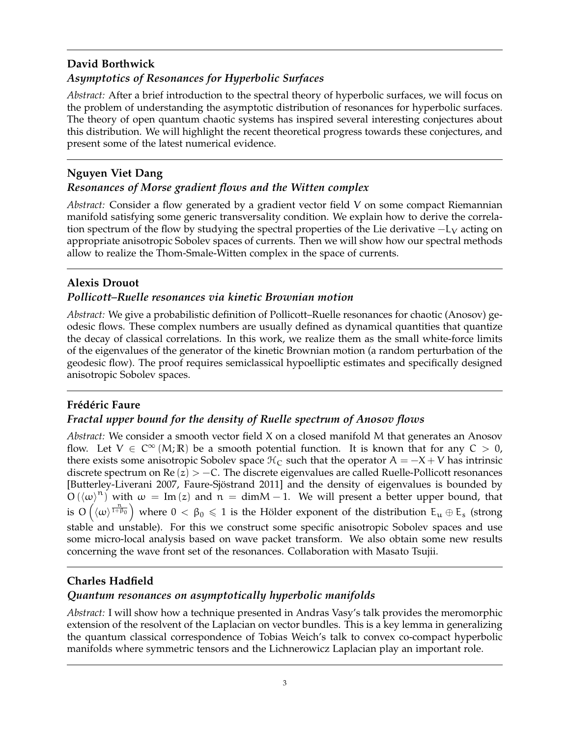---

**David Borthwick**

***Asymptotics of Resonances for Hyperbolic Surfaces***

*Abstract:* After a brief introduction to the spectral theory of hyperbolic surfaces, we will focus on the problem of understanding the asymptotic distribution of resonances for hyperbolic surfaces. The theory of open quantum chaotic systems has inspired several interesting conjectures about this distribution. We will highlight the recent theoretical progress towards these conjectures, and present some of the latest numerical evidence.

---

**Nguyen Viet Dang**

***Resonances of Morse gradient flows and the Witten complex***

*Abstract:* Consider a flow generated by a gradient vector field $V$ on some compact Riemannian manifold satisfying some generic transversality condition. We explain how to derive the correlation spectrum of the flow by studying the spectral properties of the Lie derivative $-L_V$ acting on appropriate anisotropic Sobolev spaces of currents. Then we will show how our spectral methods allow to realize the Thom-Smale-Witten complex in the space of currents.

---

**Alexis Drouot**

***Pollicott–Ruelle resonances via kinetic Brownian motion***

*Abstract:* We give a probabilistic definition of Pollicott–Ruelle resonances for chaotic (Anosov) geodesic flows. These complex numbers are usually defined as dynamical quantities that quantize the decay of classical correlations. In this work, we realize them as the small white-force limits of the eigenvalues of the generator of the kinetic Brownian motion (a random perturbation of the geodesic flow). The proof requires semiclassical hypoelliptic estimates and specifically designed anisotropic Sobolev spaces.

---

**Frédéric Faure**

***Fractal upper bound for the density of Ruelle spectrum of Anosov flows***

*Abstract:* We consider a smooth vector field $X$ on a closed manifold $M$ that generates an Anosov flow. Let $V \in C^\infty(M; \mathbb{R})$ be a smooth potential function. It is known that for any $C > 0$, there exists some anisotropic Sobolev space $\mathcal{H}_C$ such that the operator $A = -X + V$ has intrinsic discrete spectrum on $\mathrm{Re}(z) > -C$. The discrete eigenvalues are called Ruelle-Pollicott resonances [Butterley-Liverani 2007, Faure-Sjöstrand 2011] and the density of eigenvalues is bounded by $O(\langle \omega \rangle^n)$ with $\omega = \mathrm{Im}(z)$ and $n = \dim M - 1$. We will present a better upper bound, that is $O\left(\langle \omega \rangle^{\frac{n}{1+\beta_0}}\right)$ where $0 < \beta_0 \leqslant 1$ is the Hölder exponent of the distribution $E_u \oplus E_s$ (strong stable and unstable). For this we construct some specific anisotropic Sobolev spaces and use some micro-local analysis based on wave packet transform. We also obtain some new results concerning the wave front set of the resonances. Collaboration with Masato Tsujii.

---

**Charles Hadfield**

***Quantum resonances on asymptotically hyperbolic manifolds***

*Abstract:* I will show how a technique presented in Andras Vasy's talk provides the meromorphic extension of the resolvent of the Laplacian on vector bundles. This is a key lemma in generalizing the quantum classical correspondence of Tobias Weich's talk to convex co-compact hyperbolic manifolds where symmetric tensors and the Lichnerowicz Laplacian play an important role.

---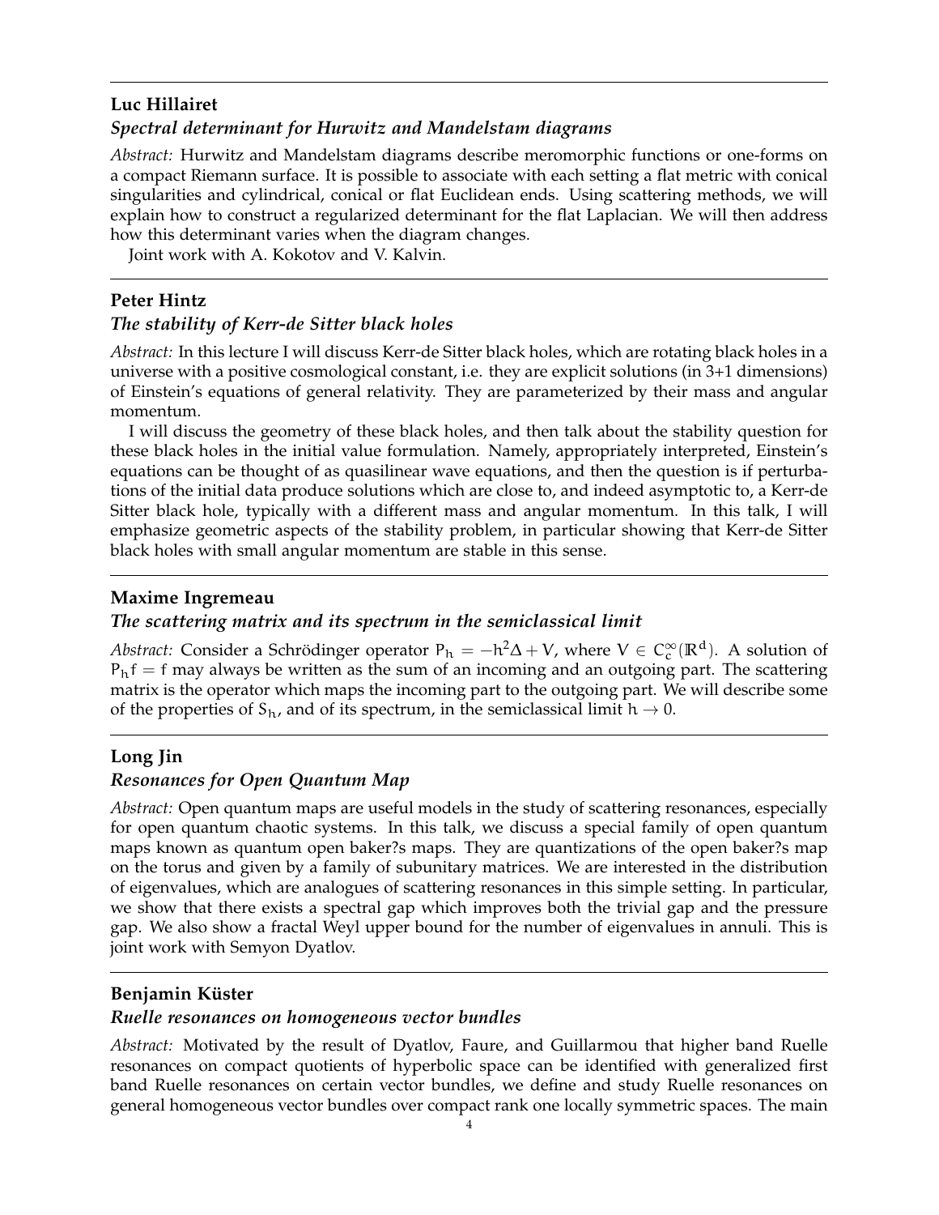---

**Luc Hillairet**

***Spectral determinant for Hurwitz and Mandelstam diagrams***

*Abstract:* Hurwitz and Mandelstam diagrams describe meromorphic functions or one-forms on a compact Riemann surface. It is possible to associate with each setting a flat metric with conical singularities and cylindrical, conical or flat Euclidean ends. Using scattering methods, we will explain how to construct a regularized determinant for the flat Laplacian. We will then address how this determinant varies when the diagram changes.

Joint work with A. Kokotov and V. Kalvin.

---

**Peter Hintz**

***The stability of Kerr-de Sitter black holes***

*Abstract:* In this lecture I will discuss Kerr-de Sitter black holes, which are rotating black holes in a universe with a positive cosmological constant, i.e. they are explicit solutions (in 3+1 dimensions) of Einstein's equations of general relativity. They are parameterized by their mass and angular momentum.

I will discuss the geometry of these black holes, and then talk about the stability question for these black holes in the initial value formulation. Namely, appropriately interpreted, Einstein's equations can be thought of as quasilinear wave equations, and then the question is if perturbations of the initial data produce solutions which are close to, and indeed asymptotic to, a Kerr-de Sitter black hole, typically with a different mass and angular momentum. In this talk, I will emphasize geometric aspects of the stability problem, in particular showing that Kerr-de Sitter black holes with small angular momentum are stable in this sense.

---

**Maxime Ingremeau**

***The scattering matrix and its spectrum in the semiclassical limit***

*Abstract:* Consider a Schrödinger operator $P_h = -h^2\Delta + V$, where $V \in C_c^\infty(\mathbb{R}^d)$. A solution of $P_h f = f$ may always be written as the sum of an incoming and an outgoing part. The scattering matrix is the operator which maps the incoming part to the outgoing part. We will describe some of the properties of $S_h$, and of its spectrum, in the semiclassical limit $h \to 0$.

---

**Long Jin**

***Resonances for Open Quantum Map***

*Abstract:* Open quantum maps are useful models in the study of scattering resonances, especially for open quantum chaotic systems. In this talk, we discuss a special family of open quantum maps known as quantum open baker?s maps. They are quantizations of the open baker?s map on the torus and given by a family of subunitary matrices. We are interested in the distribution of eigenvalues, which are analogues of scattering resonances in this simple setting. In particular, we show that there exists a spectral gap which improves both the trivial gap and the pressure gap. We also show a fractal Weyl upper bound for the number of eigenvalues in annuli. This is joint work with Semyon Dyatlov.

---

**Benjamin Küster**

***Ruelle resonances on homogeneous vector bundles***

*Abstract:* Motivated by the result of Dyatlov, Faure, and Guillarmou that higher band Ruelle resonances on compact quotients of hyperbolic space can be identified with generalized first band Ruelle resonances on certain vector bundles, we define and study Ruelle resonances on general homogeneous vector bundles over compact rank one locally symmetric spaces. The main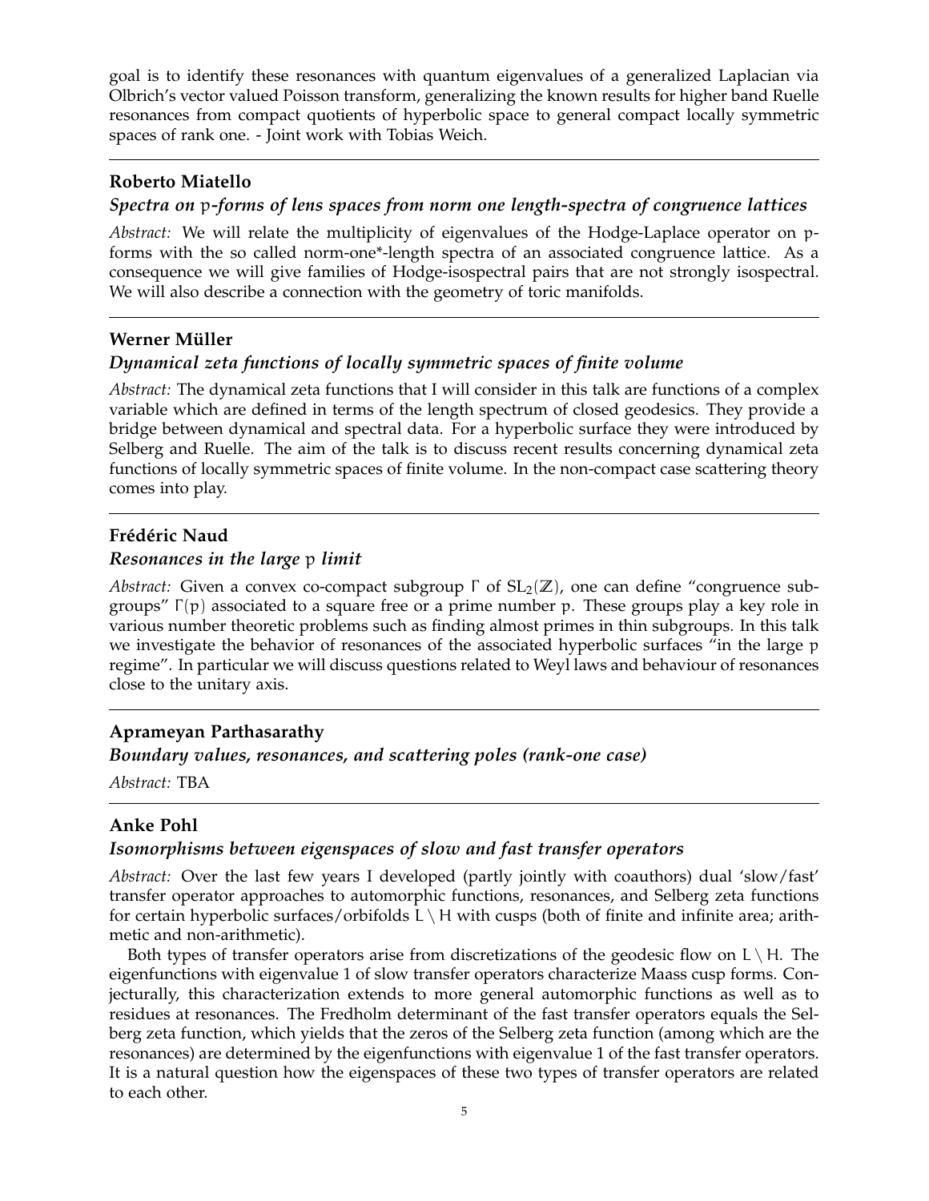goal is to identify these resonances with quantum eigenvalues of a generalized Laplacian via Olbrich's vector valued Poisson transform, generalizing the known results for higher band Ruelle resonances from compact quotients of hyperbolic space to general compact locally symmetric spaces of rank one. - Joint work with Tobias Weich.

---

### Roberto Miatello

***Spectra on $p$-forms of lens spaces from norm one length-spectra of congruence lattices***

*Abstract:* We will relate the multiplicity of eigenvalues of the Hodge-Laplace operator on $p$-forms with the so called norm-one*-length spectra of an associated congruence lattice. As a consequence we will give families of Hodge-isospectral pairs that are not strongly isospectral. We will also describe a connection with the geometry of toric manifolds.

---

### Werner Müller

***Dynamical zeta functions of locally symmetric spaces of finite volume***

*Abstract:* The dynamical zeta functions that I will consider in this talk are functions of a complex variable which are defined in terms of the length spectrum of closed geodesics. They provide a bridge between dynamical and spectral data. For a hyperbolic surface they were introduced by Selberg and Ruelle. The aim of the talk is to discuss recent results concerning dynamical zeta functions of locally symmetric spaces of finite volume. In the non-compact case scattering theory comes into play.

---

### Frédéric Naud

***Resonances in the large $p$ limit***

*Abstract:* Given a convex co-compact subgroup $\Gamma$ of $SL_2(\mathbb{Z})$, one can define "congruence subgroups" $\Gamma(p)$ associated to a square free or a prime number $p$. These groups play a key role in various number theoretic problems such as finding almost primes in thin subgroups. In this talk we investigate the behavior of resonances of the associated hyperbolic surfaces "in the large $p$ regime". In particular we will discuss questions related to Weyl laws and behaviour of resonances close to the unitary axis.

---

### Aprameyan Parthasarathy

***Boundary values, resonances, and scattering poles (rank-one case)***

*Abstract:* TBA

---

### Anke Pohl

***Isomorphisms between eigenspaces of slow and fast transfer operators***

*Abstract:* Over the last few years I developed (partly jointly with coauthors) dual 'slow/fast' transfer operator approaches to automorphic functions, resonances, and Selberg zeta functions for certain hyperbolic surfaces/orbifolds $L \setminus H$ with cusps (both of finite and infinite area; arithmetic and non-arithmetic).

Both types of transfer operators arise from discretizations of the geodesic flow on $L \setminus H$. The eigenfunctions with eigenvalue 1 of slow transfer operators characterize Maass cusp forms. Conjecturally, this characterization extends to more general automorphic functions as well as to residues at resonances. The Fredholm determinant of the fast transfer operators equals the Selberg zeta function, which yields that the zeros of the Selberg zeta function (among which are the resonances) are determined by the eigenfunctions with eigenvalue 1 of the fast transfer operators. It is a natural question how the eigenspaces of these two types of transfer operators are related to each other.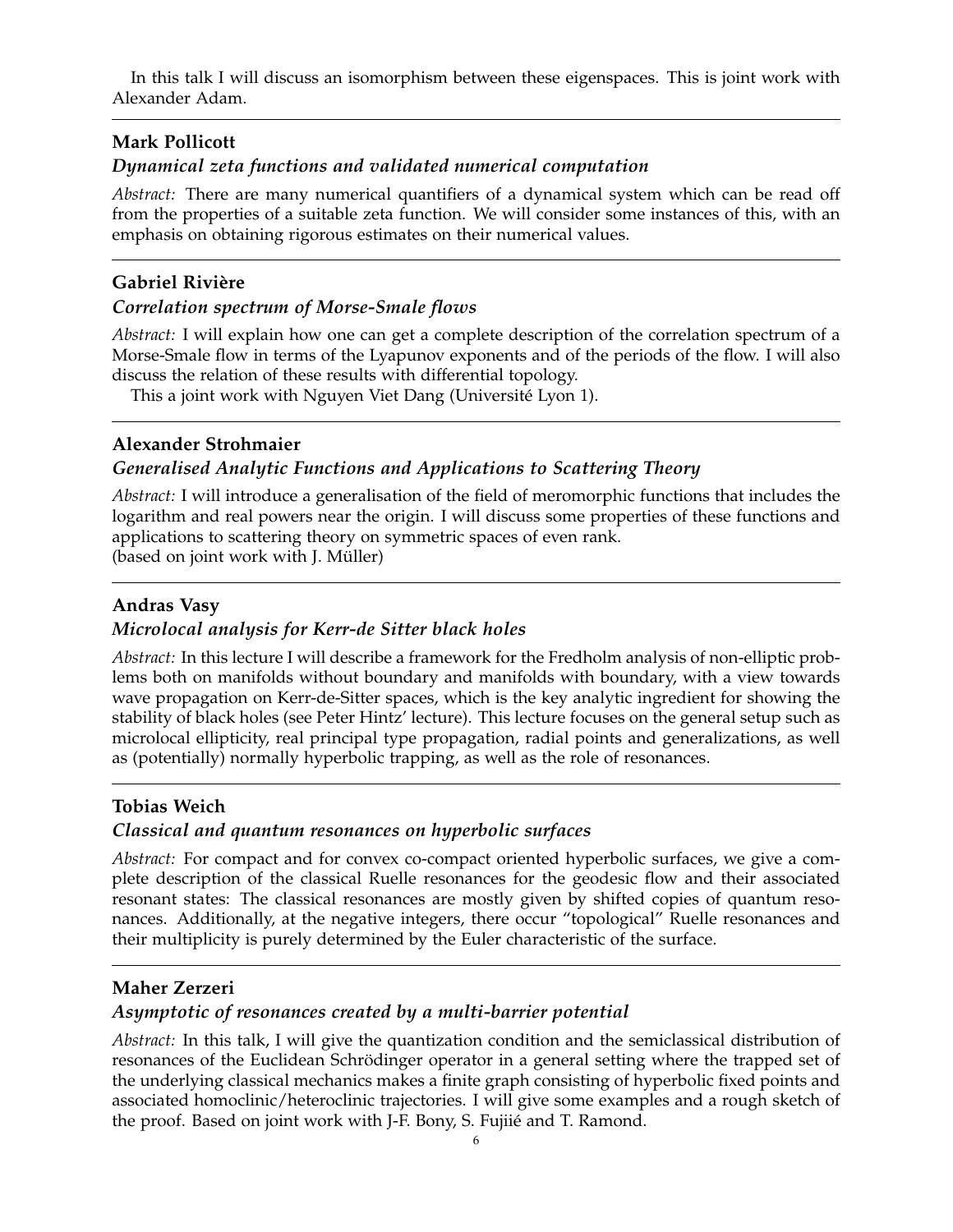In this talk I will discuss an isomorphism between these eigenspaces. This is joint work with Alexander Adam.

---

**Mark Pollicott**

***Dynamical zeta functions and validated numerical computation***

*Abstract:* There are many numerical quantifiers of a dynamical system which can be read off from the properties of a suitable zeta function. We will consider some instances of this, with an emphasis on obtaining rigorous estimates on their numerical values.

---

**Gabriel Rivière**

***Correlation spectrum of Morse-Smale flows***

*Abstract:* I will explain how one can get a complete description of the correlation spectrum of a Morse-Smale flow in terms of the Lyapunov exponents and of the periods of the flow. I will also discuss the relation of these results with differential topology.

This a joint work with Nguyen Viet Dang (Université Lyon 1).

---

**Alexander Strohmaier**

***Generalised Analytic Functions and Applications to Scattering Theory***

*Abstract:* I will introduce a generalisation of the field of meromorphic functions that includes the logarithm and real powers near the origin. I will discuss some properties of these functions and applications to scattering theory on symmetric spaces of even rank.
(based on joint work with J. Müller)

---

**Andras Vasy**

***Microlocal analysis for Kerr-de Sitter black holes***

*Abstract:* In this lecture I will describe a framework for the Fredholm analysis of non-elliptic problems both on manifolds without boundary and manifolds with boundary, with a view towards wave propagation on Kerr-de-Sitter spaces, which is the key analytic ingredient for showing the stability of black holes (see Peter Hintz' lecture). This lecture focuses on the general setup such as microlocal ellipticity, real principal type propagation, radial points and generalizations, as well as (potentially) normally hyperbolic trapping, as well as the role of resonances.

---

**Tobias Weich**

***Classical and quantum resonances on hyperbolic surfaces***

*Abstract:* For compact and for convex co-compact oriented hyperbolic surfaces, we give a complete description of the classical Ruelle resonances for the geodesic flow and their associated resonant states: The classical resonances are mostly given by shifted copies of quantum resonances. Additionally, at the negative integers, there occur "topological" Ruelle resonances and their multiplicity is purely determined by the Euler characteristic of the surface.

---

**Maher Zerzeri**

***Asymptotic of resonances created by a multi-barrier potential***

*Abstract:* In this talk, I will give the quantization condition and the semiclassical distribution of resonances of the Euclidean Schrödinger operator in a general setting where the trapped set of the underlying classical mechanics makes a finite graph consisting of hyperbolic fixed points and associated homoclinic/heteroclinic trajectories. I will give some examples and a rough sketch of the proof. Based on joint work with J-F. Bony, S. Fujiié and T. Ramond.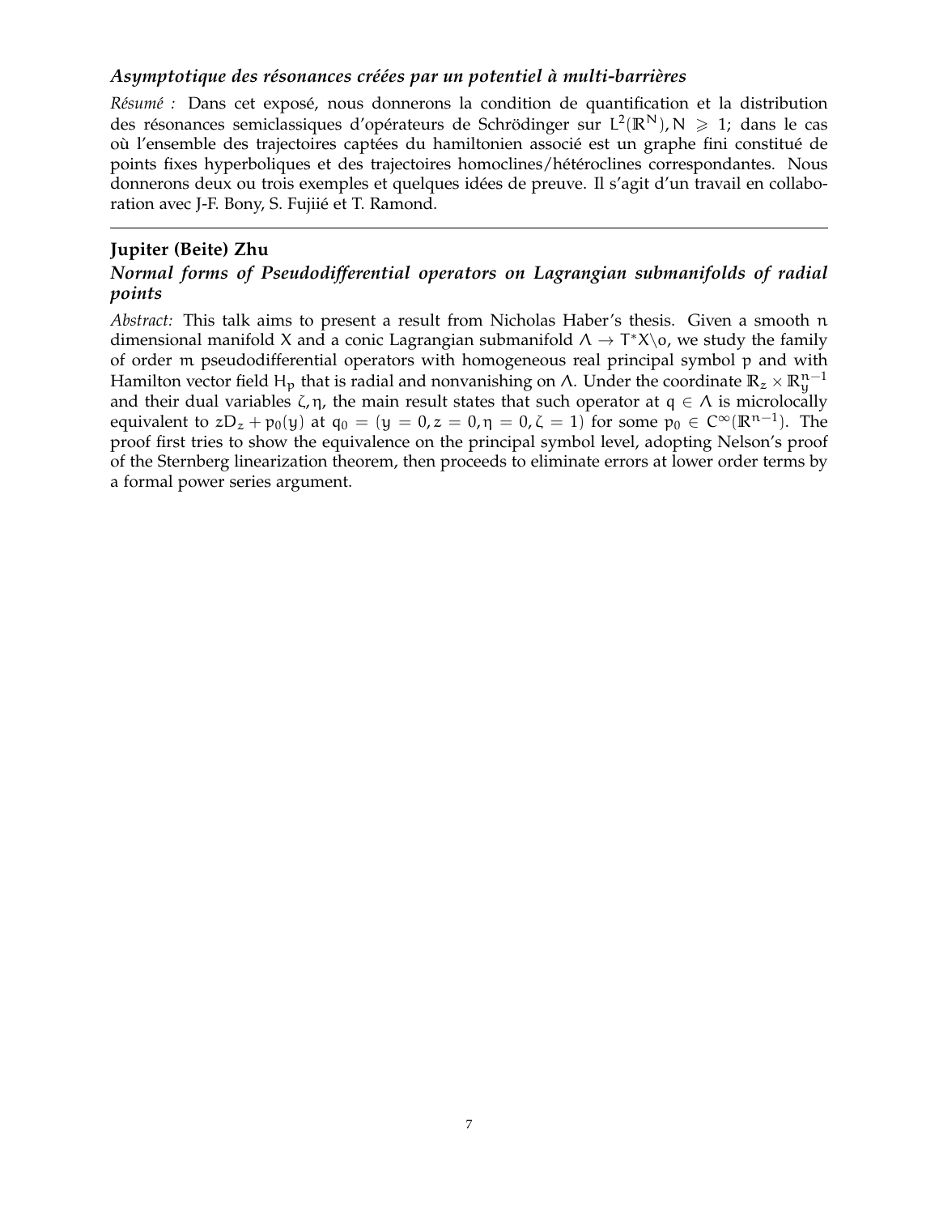### *Asymptotique des résonances créées par un potentiel à multi-barrières*

*Résumé :* Dans cet exposé, nous donnerons la condition de quantification et la distribution des résonances semiclassiques d'opérateurs de Schrödinger sur $L^2(\mathbb{R}^N), N \geqslant 1$; dans le cas où l'ensemble des trajectoires captées du hamiltonien associé est un graphe fini constitué de points fixes hyperboliques et des trajectoires homoclines/hétéroclines correspondantes. Nous donnerons deux ou trois exemples et quelques idées de preuve. Il s'agit d'un travail en collaboration avec J-F. Bony, S. Fujiié et T. Ramond.

---

## Jupiter (Beite) Zhu

### *Normal forms of Pseudodifferential operators on Lagrangian submanifolds of radial points*

*Abstract:* This talk aims to present a result from Nicholas Haber's thesis. Given a smooth $n$ dimensional manifold $X$ and a conic Lagrangian submanifold $\Lambda \to T^*X\backslash o$, we study the family of order $m$ pseudodifferential operators with homogeneous real principal symbol $p$ and with Hamilton vector field $H_p$ that is radial and nonvanishing on $\Lambda$. Under the coordinate $\mathbb{R}_z \times \mathbb{R}_y^{n-1}$ and their dual variables $\zeta, \eta$, the main result states that such operator at $q \in \Lambda$ is microlocally equivalent to $zD_z + p_0(y)$ at $q_0 = (y = 0, z = 0, \eta = 0, \zeta = 1)$ for some $p_0 \in C^\infty(\mathbb{R}^{n-1})$. The proof first tries to show the equivalence on the principal symbol level, adopting Nelson's proof of the Sternberg linearization theorem, then proceeds to eliminate errors at lower order terms by a formal power series argument.